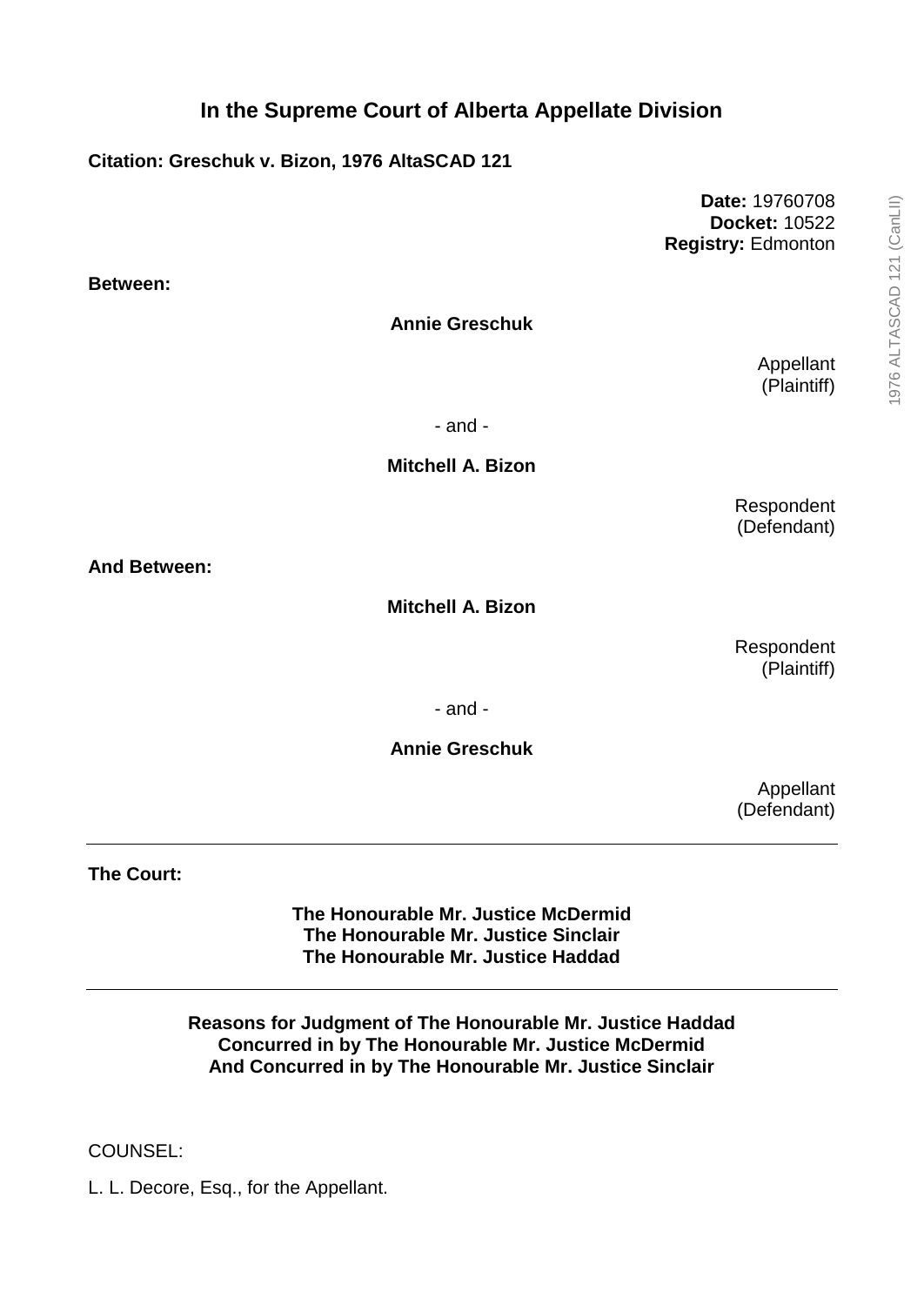# In the Supreme Court of Alberta Appellate Division

**Citation: Greschuk v. Bizon, 1976 AltaSCAD 121**

**Date:** 19760708
**Docket:** 10522
**Registry:** Edmonton

**Between:**

**Annie Greschuk**

Appellant
(Plaintiff)

- and -

**Mitchell A. Bizon**

Respondent
(Defendant)

**And Between:**

**Mitchell A. Bizon**

Respondent
(Plaintiff)

- and -

**Annie Greschuk**

Appellant
(Defendant)

---

**The Court:**

**The Honourable Mr. Justice McDermid**
**The Honourable Mr. Justice Sinclair**
**The Honourable Mr. Justice Haddad**

---

**Reasons for Judgment of The Honourable Mr. Justice Haddad**
**Concurred in by The Honourable Mr. Justice McDermid**
**And Concurred in by The Honourable Mr. Justice Sinclair**

COUNSEL:

L. L. Decore, Esq., for the Appellant.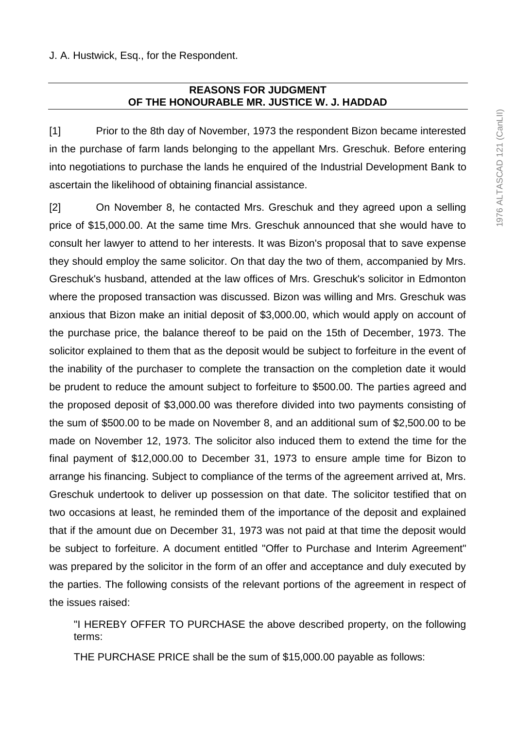J. A. Hustwick, Esq., for the Respondent.

---

**REASONS FOR JUDGMENT**
**OF THE HONOURABLE MR. JUSTICE W. J. HADDAD**

---

[1] Prior to the 8th day of November, 1973 the respondent Bizon became interested in the purchase of farm lands belonging to the appellant Mrs. Greschuk. Before entering into negotiations to purchase the lands he enquired of the Industrial Development Bank to ascertain the likelihood of obtaining financial assistance.

[2] On November 8, he contacted Mrs. Greschuk and they agreed upon a selling price of $15,000.00. At the same time Mrs. Greschuk announced that she would have to consult her lawyer to attend to her interests. It was Bizon's proposal that to save expense they should employ the same solicitor. On that day the two of them, accompanied by Mrs. Greschuk's husband, attended at the law offices of Mrs. Greschuk's solicitor in Edmonton where the proposed transaction was discussed. Bizon was willing and Mrs. Greschuk was anxious that Bizon make an initial deposit of $3,000.00, which would apply on account of the purchase price, the balance thereof to be paid on the 15th of December, 1973. The solicitor explained to them that as the deposit would be subject to forfeiture in the event of the inability of the purchaser to complete the transaction on the completion date it would be prudent to reduce the amount subject to forfeiture to $500.00. The parties agreed and the proposed deposit of $3,000.00 was therefore divided into two payments consisting of the sum of $500.00 to be made on November 8, and an additional sum of $2,500.00 to be made on November 12, 1973. The solicitor also induced them to extend the time for the final payment of $12,000.00 to December 31, 1973 to ensure ample time for Bizon to arrange his financing. Subject to compliance of the terms of the agreement arrived at, Mrs. Greschuk undertook to deliver up possession on that date. The solicitor testified that on two occasions at least, he reminded them of the importance of the deposit and explained that if the amount due on December 31, 1973 was not paid at that time the deposit would be subject to forfeiture. A document entitled "Offer to Purchase and Interim Agreement" was prepared by the solicitor in the form of an offer and acceptance and duly executed by the parties. The following consists of the relevant portions of the agreement in respect of the issues raised:

> "I HEREBY OFFER TO PURCHASE the above described property, on the following terms:
>
> THE PURCHASE PRICE shall be the sum of $15,000.00 payable as follows: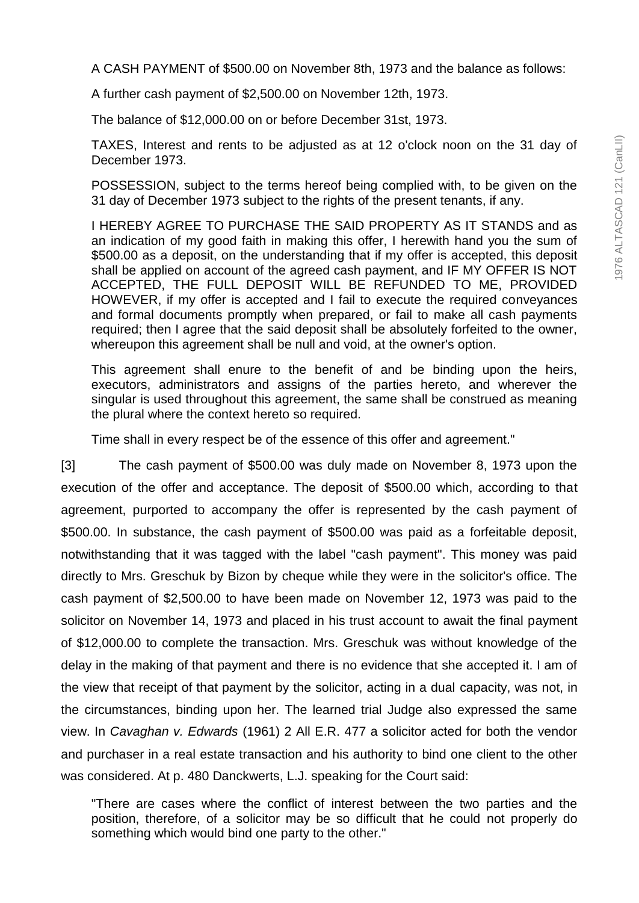A CASH PAYMENT of $500.00 on November 8th, 1973 and the balance as follows:

A further cash payment of $2,500.00 on November 12th, 1973.

The balance of $12,000.00 on or before December 31st, 1973.

TAXES, Interest and rents to be adjusted as at 12 o'clock noon on the 31 day of December 1973.

POSSESSION, subject to the terms hereof being complied with, to be given on the 31 day of December 1973 subject to the rights of the present tenants, if any.

I HEREBY AGREE TO PURCHASE THE SAID PROPERTY AS IT STANDS and as an indication of my good faith in making this offer, I herewith hand you the sum of $500.00 as a deposit, on the understanding that if my offer is accepted, this deposit shall be applied on account of the agreed cash payment, and IF MY OFFER IS NOT ACCEPTED, THE FULL DEPOSIT WILL BE REFUNDED TO ME, PROVIDED HOWEVER, if my offer is accepted and I fail to execute the required conveyances and formal documents promptly when prepared, or fail to make all cash payments required; then I agree that the said deposit shall be absolutely forfeited to the owner, whereupon this agreement shall be null and void, at the owner's option.

This agreement shall enure to the benefit of and be binding upon the heirs, executors, administrators and assigns of the parties hereto, and wherever the singular is used throughout this agreement, the same shall be construed as meaning the plural where the context hereto so required.

Time shall in every respect be of the essence of this offer and agreement."

[3] The cash payment of $500.00 was duly made on November 8, 1973 upon the execution of the offer and acceptance. The deposit of $500.00 which, according to that agreement, purported to accompany the offer is represented by the cash payment of $500.00. In substance, the cash payment of $500.00 was paid as a forfeitable deposit, notwithstanding that it was tagged with the label "cash payment". This money was paid directly to Mrs. Greschuk by Bizon by cheque while they were in the solicitor's office. The cash payment of $2,500.00 to have been made on November 12, 1973 was paid to the solicitor on November 14, 1973 and placed in his trust account to await the final payment of $12,000.00 to complete the transaction. Mrs. Greschuk was without knowledge of the delay in the making of that payment and there is no evidence that she accepted it. I am of the view that receipt of that payment by the solicitor, acting in a dual capacity, was not, in the circumstances, binding upon her. The learned trial Judge also expressed the same view. In *Cavaghan v. Edwards* (1961) 2 All E.R. 477 a solicitor acted for both the vendor and purchaser in a real estate transaction and his authority to bind one client to the other was considered. At p. 480 Danckwerts, L.J. speaking for the Court said:

"There are cases where the conflict of interest between the two parties and the position, therefore, of a solicitor may be so difficult that he could not properly do something which would bind one party to the other."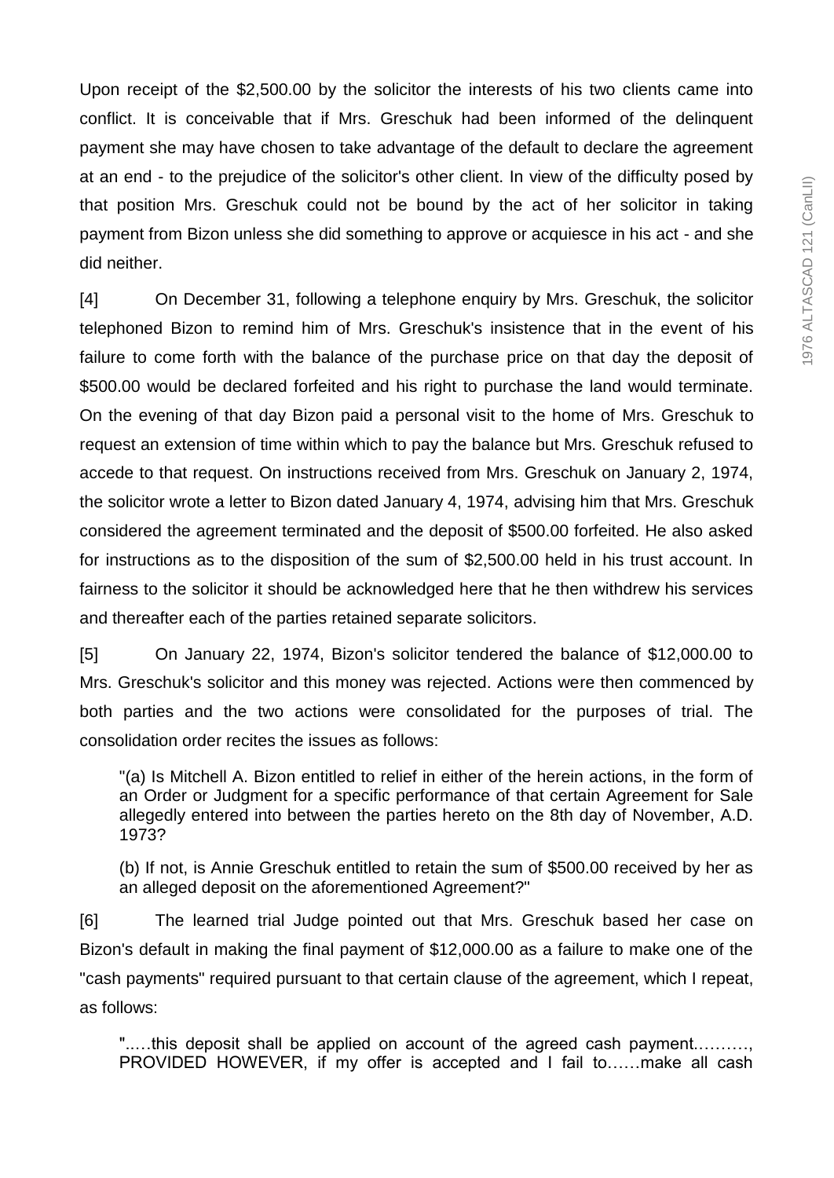Upon receipt of the $2,500.00 by the solicitor the interests of his two clients came into conflict. It is conceivable that if Mrs. Greschuk had been informed of the delinquent payment she may have chosen to take advantage of the default to declare the agreement at an end - to the prejudice of the solicitor's other client. In view of the difficulty posed by that position Mrs. Greschuk could not be bound by the act of her solicitor in taking payment from Bizon unless she did something to approve or acquiesce in his act - and she did neither.

[4] On December 31, following a telephone enquiry by Mrs. Greschuk, the solicitor telephoned Bizon to remind him of Mrs. Greschuk's insistence that in the event of his failure to come forth with the balance of the purchase price on that day the deposit of $500.00 would be declared forfeited and his right to purchase the land would terminate. On the evening of that day Bizon paid a personal visit to the home of Mrs. Greschuk to request an extension of time within which to pay the balance but Mrs. Greschuk refused to accede to that request. On instructions received from Mrs. Greschuk on January 2, 1974, the solicitor wrote a letter to Bizon dated January 4, 1974, advising him that Mrs. Greschuk considered the agreement terminated and the deposit of $500.00 forfeited. He also asked for instructions as to the disposition of the sum of $2,500.00 held in his trust account. In fairness to the solicitor it should be acknowledged here that he then withdrew his services and thereafter each of the parties retained separate solicitors.

[5] On January 22, 1974, Bizon's solicitor tendered the balance of $12,000.00 to Mrs. Greschuk's solicitor and this money was rejected. Actions were then commenced by both parties and the two actions were consolidated for the purposes of trial. The consolidation order recites the issues as follows:

> "(a) Is Mitchell A. Bizon entitled to relief in either of the herein actions, in the form of an Order or Judgment for a specific performance of that certain Agreement for Sale allegedly entered into between the parties hereto on the 8th day of November, A.D. 1973?
>
> (b) If not, is Annie Greschuk entitled to retain the sum of $500.00 received by her as an alleged deposit on the aforementioned Agreement?"

[6] The learned trial Judge pointed out that Mrs. Greschuk based her case on Bizon's default in making the final payment of $12,000.00 as a failure to make one of the "cash payments" required pursuant to that certain clause of the agreement, which I repeat, as follows:

> "..…this deposit shall be applied on account of the agreed cash payment.………, PROVIDED HOWEVER, if my offer is accepted and I fail to……make all cash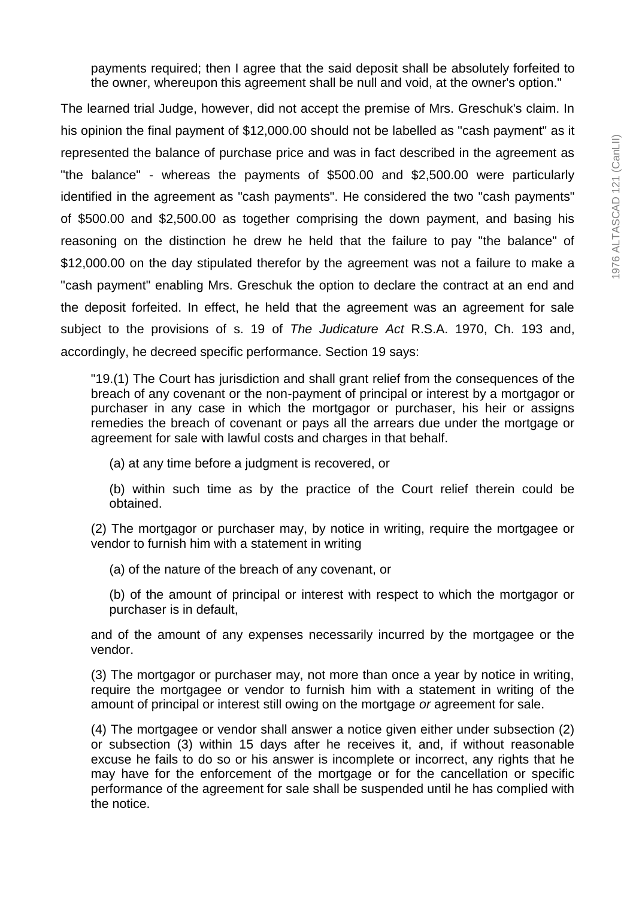> payments required; then I agree that the said deposit shall be absolutely forfeited to the owner, whereupon this agreement shall be null and void, at the owner's option."

The learned trial Judge, however, did not accept the premise of Mrs. Greschuk's claim. In his opinion the final payment of $12,000.00 should not be labelled as "cash payment" as it represented the balance of purchase price and was in fact described in the agreement as "the balance" - whereas the payments of $500.00 and $2,500.00 were particularly identified in the agreement as "cash payments". He considered the two "cash payments" of $500.00 and $2,500.00 as together comprising the down payment, and basing his reasoning on the distinction he drew he held that the failure to pay "the balance" of $12,000.00 on the day stipulated therefor by the agreement was not a failure to make a "cash payment" enabling Mrs. Greschuk the option to declare the contract at an end and the deposit forfeited. In effect, he held that the agreement was an agreement for sale subject to the provisions of s. 19 of *The Judicature Act* R.S.A. 1970, Ch. 193 and, accordingly, he decreed specific performance. Section 19 says:

> "19.(1) The Court has jurisdiction and shall grant relief from the consequences of the breach of any covenant or the non-payment of principal or interest by a mortgagor or purchaser in any case in which the mortgagor or purchaser, his heir or assigns remedies the breach of covenant or pays all the arrears due under the mortgage or agreement for sale with lawful costs and charges in that behalf.
>
> (a) at any time before a judgment is recovered, or
>
> (b) within such time as by the practice of the Court relief therein could be obtained.
>
> (2) The mortgagor or purchaser may, by notice in writing, require the mortgagee or vendor to furnish him with a statement in writing
>
> (a) of the nature of the breach of any covenant, or
>
> (b) of the amount of principal or interest with respect to which the mortgagor or purchaser is in default,
>
> and of the amount of any expenses necessarily incurred by the mortgagee or the vendor.
>
> (3) The mortgagor or purchaser may, not more than once a year by notice in writing, require the mortgagee or vendor to furnish him with a statement in writing of the amount of principal or interest still owing on the mortgage *or* agreement for sale.
>
> (4) The mortgagee or vendor shall answer a notice given either under subsection (2) or subsection (3) within 15 days after he receives it, and, if without reasonable excuse he fails to do so or his answer is incomplete or incorrect, any rights that he may have for the enforcement of the mortgage or for the cancellation or specific performance of the agreement for sale shall be suspended until he has complied with the notice.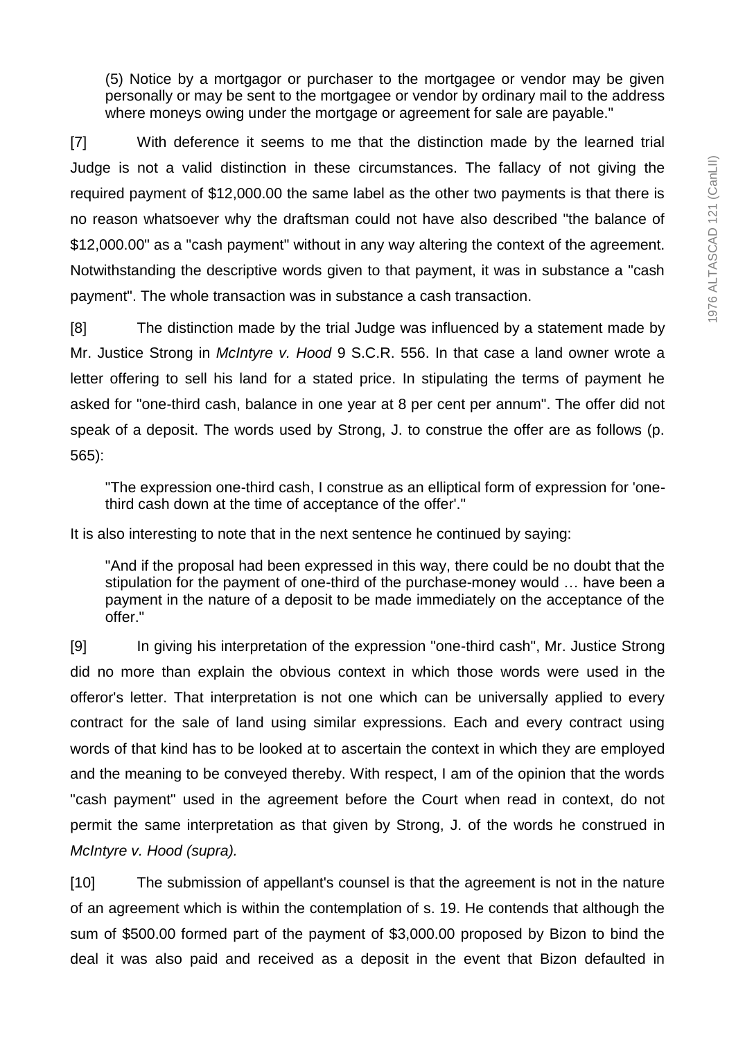> (5) Notice by a mortgagor or purchaser to the mortgagee or vendor may be given personally or may be sent to the mortgagee or vendor by ordinary mail to the address where moneys owing under the mortgage or agreement for sale are payable."

[7] With deference it seems to me that the distinction made by the learned trial Judge is not a valid distinction in these circumstances. The fallacy of not giving the required payment of $12,000.00 the same label as the other two payments is that there is no reason whatsoever why the draftsman could not have also described "the balance of $12,000.00" as a "cash payment" without in any way altering the context of the agreement. Notwithstanding the descriptive words given to that payment, it was in substance a "cash payment". The whole transaction was in substance a cash transaction.

[8] The distinction made by the trial Judge was influenced by a statement made by Mr. Justice Strong in *McIntyre v. Hood* 9 S.C.R. 556. In that case a land owner wrote a letter offering to sell his land for a stated price. In stipulating the terms of payment he asked for "one-third cash, balance in one year at 8 per cent per annum". The offer did not speak of a deposit. The words used by Strong, J. to construe the offer are as follows (p. 565):

> "The expression one-third cash, I construe as an elliptical form of expression for 'one-third cash down at the time of acceptance of the offer'."

It is also interesting to note that in the next sentence he continued by saying:

> "And if the proposal had been expressed in this way, there could be no doubt that the stipulation for the payment of one-third of the purchase-money would … have been a payment in the nature of a deposit to be made immediately on the acceptance of the offer."

[9] In giving his interpretation of the expression "one-third cash", Mr. Justice Strong did no more than explain the obvious context in which those words were used in the offeror's letter. That interpretation is not one which can be universally applied to every contract for the sale of land using similar expressions. Each and every contract using words of that kind has to be looked at to ascertain the context in which they are employed and the meaning to be conveyed thereby. With respect, I am of the opinion that the words "cash payment" used in the agreement before the Court when read in context, do not permit the same interpretation as that given by Strong, J. of the words he construed in *McIntyre v. Hood (supra).*

[10] The submission of appellant's counsel is that the agreement is not in the nature of an agreement which is within the contemplation of s. 19. He contends that although the sum of $500.00 formed part of the payment of $3,000.00 proposed by Bizon to bind the deal it was also paid and received as a deposit in the event that Bizon defaulted in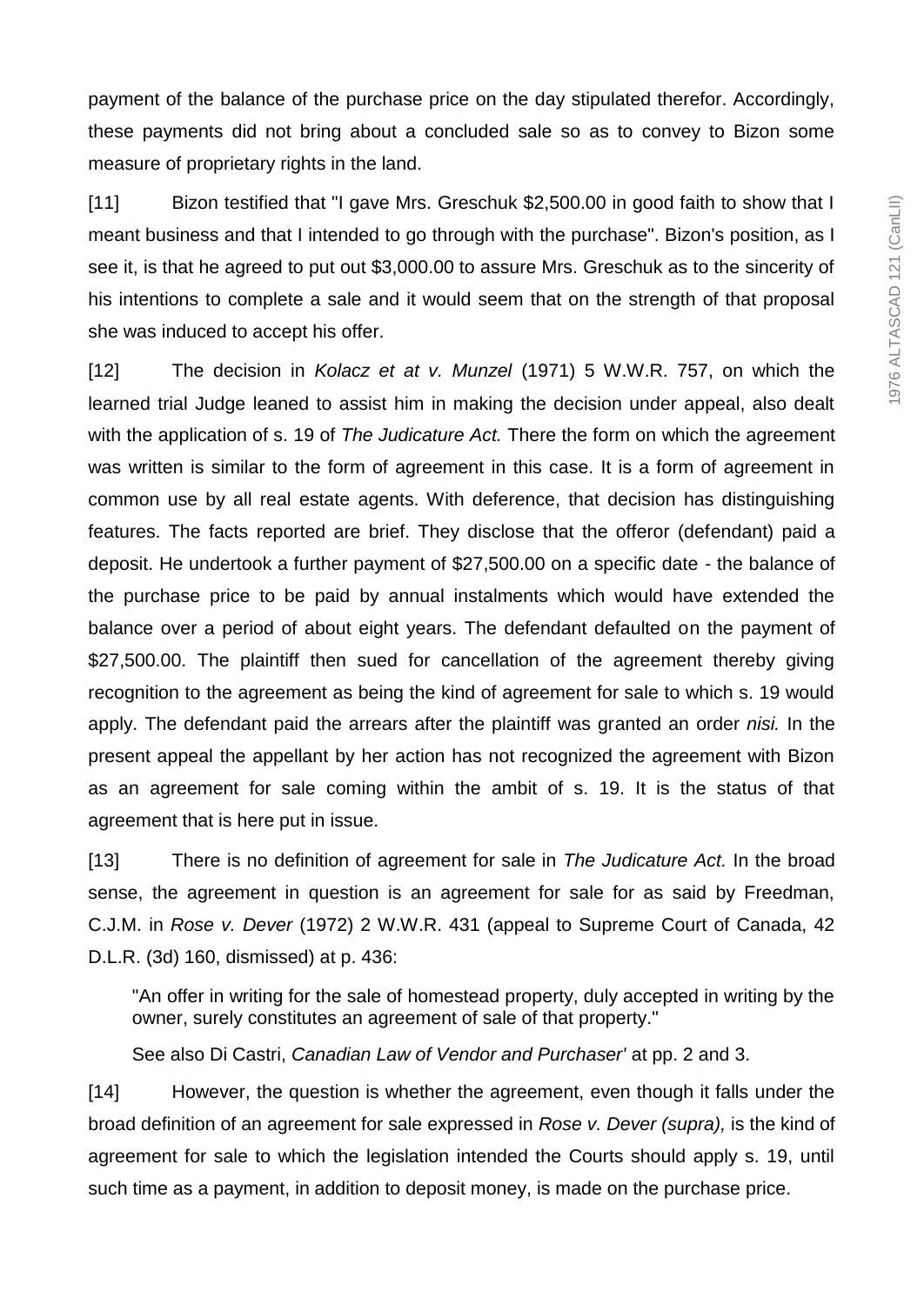payment of the balance of the purchase price on the day stipulated therefor. Accordingly, these payments did not bring about a concluded sale so as to convey to Bizon some measure of proprietary rights in the land.

[11] Bizon testified that "I gave Mrs. Greschuk $2,500.00 in good faith to show that I meant business and that I intended to go through with the purchase". Bizon's position, as I see it, is that he agreed to put out $3,000.00 to assure Mrs. Greschuk as to the sincerity of his intentions to complete a sale and it would seem that on the strength of that proposal she was induced to accept his offer.

[12] The decision in *Kolacz et at v. Munzel* (1971) 5 W.W.R. 757, on which the learned trial Judge leaned to assist him in making the decision under appeal, also dealt with the application of s. 19 of *The Judicature Act.* There the form on which the agreement was written is similar to the form of agreement in this case. It is a form of agreement in common use by all real estate agents. With deference, that decision has distinguishing features. The facts reported are brief. They disclose that the offeror (defendant) paid a deposit. He undertook a further payment of $27,500.00 on a specific date - the balance of the purchase price to be paid by annual instalments which would have extended the balance over a period of about eight years. The defendant defaulted on the payment of $27,500.00. The plaintiff then sued for cancellation of the agreement thereby giving recognition to the agreement as being the kind of agreement for sale to which s. 19 would apply. The defendant paid the arrears after the plaintiff was granted an order *nisi.* In the present appeal the appellant by her action has not recognized the agreement with Bizon as an agreement for sale coming within the ambit of s. 19. It is the status of that agreement that is here put in issue.

[13] There is no definition of agreement for sale in *The Judicature Act.* In the broad sense, the agreement in question is an agreement for sale for as said by Freedman, C.J.M. in *Rose v. Dever* (1972) 2 W.W.R. 431 (appeal to Supreme Court of Canada, 42 D.L.R. (3d) 160, dismissed) at p. 436:

> "An offer in writing for the sale of homestead property, duly accepted in writing by the owner, surely constitutes an agreement of sale of that property."

See also Di Castri, *Canadian Law of Vendor and Purchaser'* at pp. 2 and 3.

[14] However, the question is whether the agreement, even though it falls under the broad definition of an agreement for sale expressed in *Rose v. Dever (supra),* is the kind of agreement for sale to which the legislation intended the Courts should apply s. 19, until such time as a payment, in addition to deposit money, is made on the purchase price.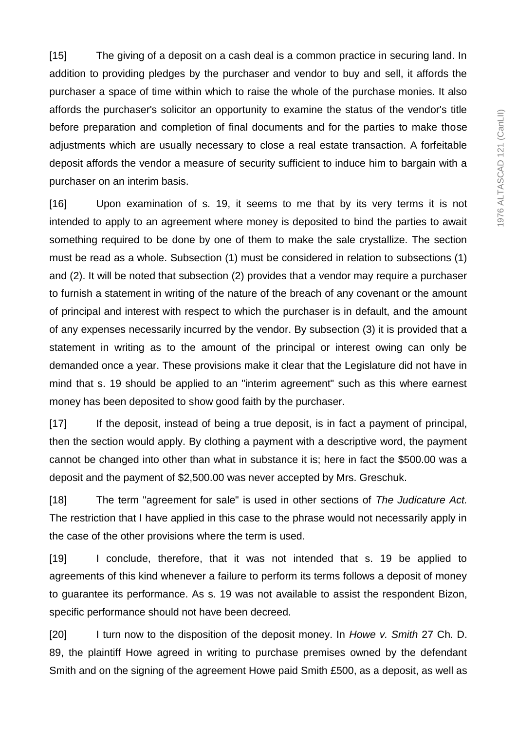[15] The giving of a deposit on a cash deal is a common practice in securing land. In addition to providing pledges by the purchaser and vendor to buy and sell, it affords the purchaser a space of time within which to raise the whole of the purchase monies. It also affords the purchaser's solicitor an opportunity to examine the status of the vendor's title before preparation and completion of final documents and for the parties to make those adjustments which are usually necessary to close a real estate transaction. A forfeitable deposit affords the vendor a measure of security sufficient to induce him to bargain with a purchaser on an interim basis.

[16] Upon examination of s. 19, it seems to me that by its very terms it is not intended to apply to an agreement where money is deposited to bind the parties to await something required to be done by one of them to make the sale crystallize. The section must be read as a whole. Subsection (1) must be considered in relation to subsections (1) and (2). It will be noted that subsection (2) provides that a vendor may require a purchaser to furnish a statement in writing of the nature of the breach of any covenant or the amount of principal and interest with respect to which the purchaser is in default, and the amount of any expenses necessarily incurred by the vendor. By subsection (3) it is provided that a statement in writing as to the amount of the principal or interest owing can only be demanded once a year. These provisions make it clear that the Legislature did not have in mind that s. 19 should be applied to an "interim agreement" such as this where earnest money has been deposited to show good faith by the purchaser.

[17] If the deposit, instead of being a true deposit, is in fact a payment of principal, then the section would apply. By clothing a payment with a descriptive word, the payment cannot be changed into other than what in substance it is; here in fact the $500.00 was a deposit and the payment of $2,500.00 was never accepted by Mrs. Greschuk.

[18] The term "agreement for sale" is used in other sections of *The Judicature Act.* The restriction that I have applied in this case to the phrase would not necessarily apply in the case of the other provisions where the term is used.

[19] I conclude, therefore, that it was not intended that s. 19 be applied to agreements of this kind whenever a failure to perform its terms follows a deposit of money to guarantee its performance. As s. 19 was not available to assist the respondent Bizon, specific performance should not have been decreed.

[20] I turn now to the disposition of the deposit money. In *Howe v. Smith* 27 Ch. D. 89, the plaintiff Howe agreed in writing to purchase premises owned by the defendant Smith and on the signing of the agreement Howe paid Smith £500, as a deposit, as well as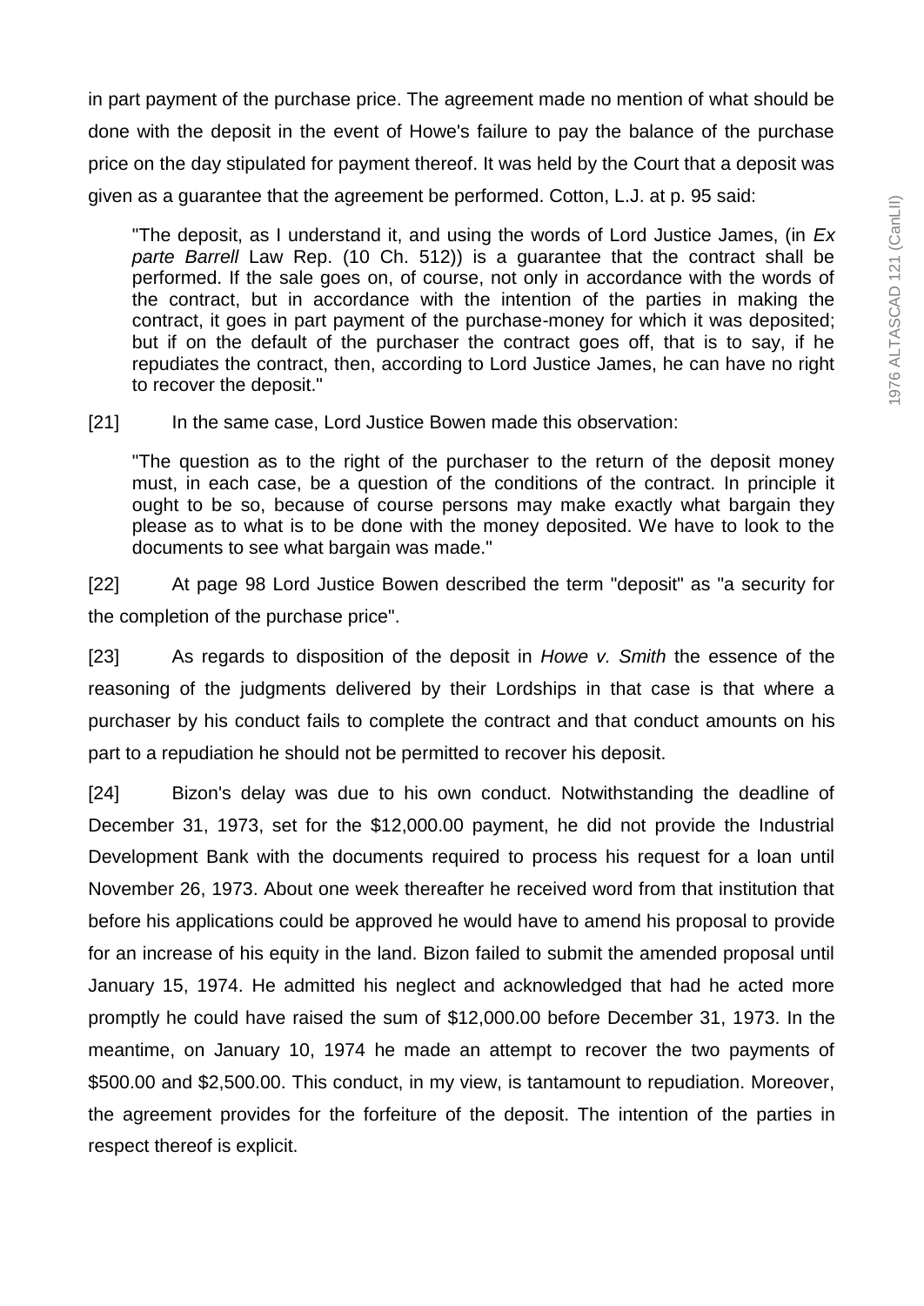in part payment of the purchase price. The agreement made no mention of what should be done with the deposit in the event of Howe's failure to pay the balance of the purchase price on the day stipulated for payment thereof. It was held by the Court that a deposit was given as a guarantee that the agreement be performed. Cotton, L.J. at p. 95 said:

> "The deposit, as I understand it, and using the words of Lord Justice James, (in *Ex parte Barrell* Law Rep. (10 Ch. 512)) is a guarantee that the contract shall be performed. If the sale goes on, of course, not only in accordance with the words of the contract, but in accordance with the intention of the parties in making the contract, it goes in part payment of the purchase-money for which it was deposited; but if on the default of the purchaser the contract goes off, that is to say, if he repudiates the contract, then, according to Lord Justice James, he can have no right to recover the deposit."

[21] In the same case, Lord Justice Bowen made this observation:

> "The question as to the right of the purchaser to the return of the deposit money must, in each case, be a question of the conditions of the contract. In principle it ought to be so, because of course persons may make exactly what bargain they please as to what is to be done with the money deposited. We have to look to the documents to see what bargain was made."

[22] At page 98 Lord Justice Bowen described the term "deposit" as "a security for the completion of the purchase price".

[23] As regards to disposition of the deposit in *Howe v. Smith* the essence of the reasoning of the judgments delivered by their Lordships in that case is that where a purchaser by his conduct fails to complete the contract and that conduct amounts on his part to a repudiation he should not be permitted to recover his deposit.

[24] Bizon's delay was due to his own conduct. Notwithstanding the deadline of December 31, 1973, set for the $12,000.00 payment, he did not provide the Industrial Development Bank with the documents required to process his request for a loan until November 26, 1973. About one week thereafter he received word from that institution that before his applications could be approved he would have to amend his proposal to provide for an increase of his equity in the land. Bizon failed to submit the amended proposal until January 15, 1974. He admitted his neglect and acknowledged that had he acted more promptly he could have raised the sum of $12,000.00 before December 31, 1973. In the meantime, on January 10, 1974 he made an attempt to recover the two payments of $500.00 and $2,500.00. This conduct, in my view, is tantamount to repudiation. Moreover, the agreement provides for the forfeiture of the deposit. The intention of the parties in respect thereof is explicit.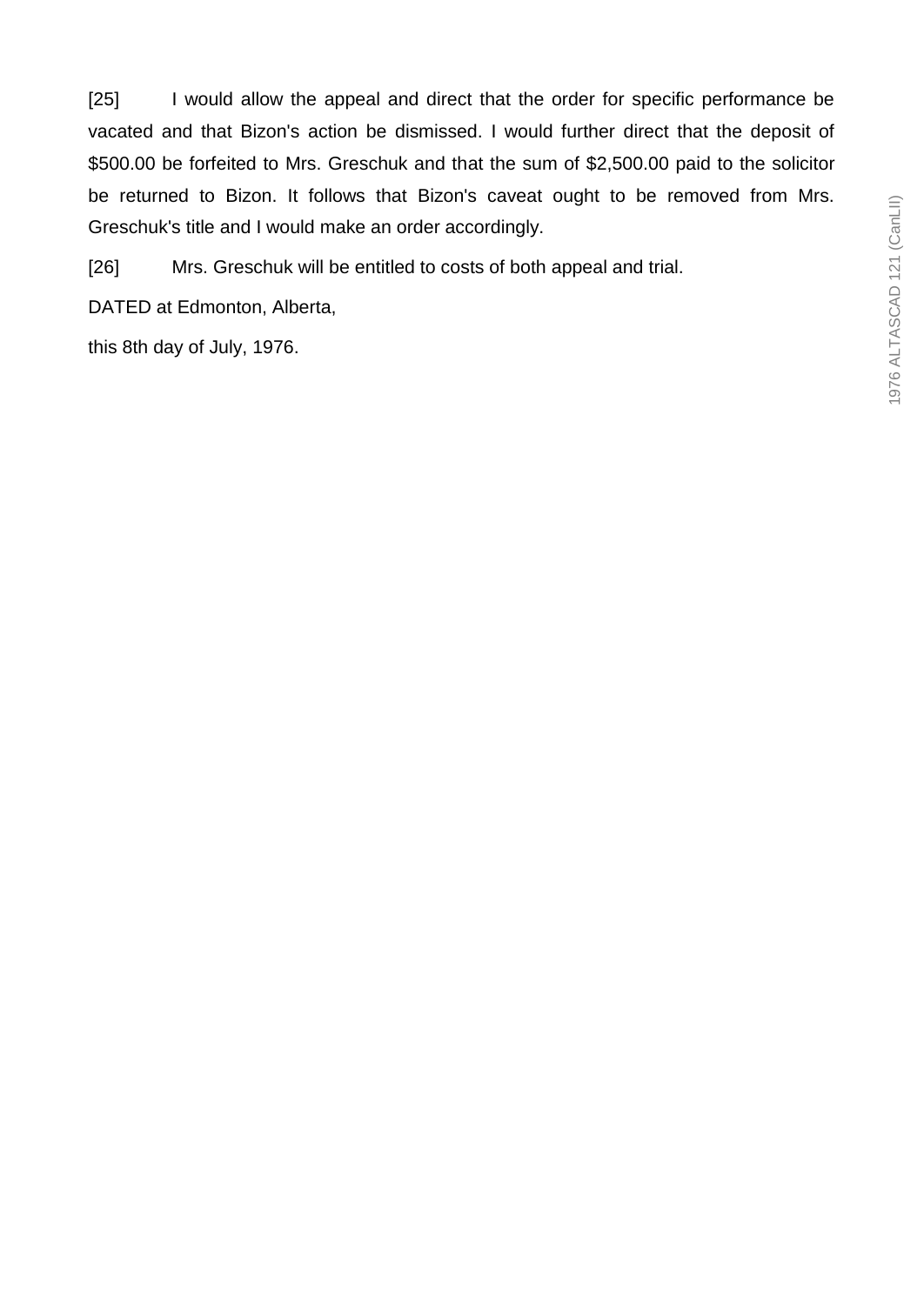[25] I would allow the appeal and direct that the order for specific performance be vacated and that Bizon's action be dismissed. I would further direct that the deposit of $500.00 be forfeited to Mrs. Greschuk and that the sum of $2,500.00 paid to the solicitor be returned to Bizon. It follows that Bizon's caveat ought to be removed from Mrs. Greschuk's title and I would make an order accordingly.

[26] Mrs. Greschuk will be entitled to costs of both appeal and trial.

DATED at Edmonton, Alberta,

this 8th day of July, 1976.